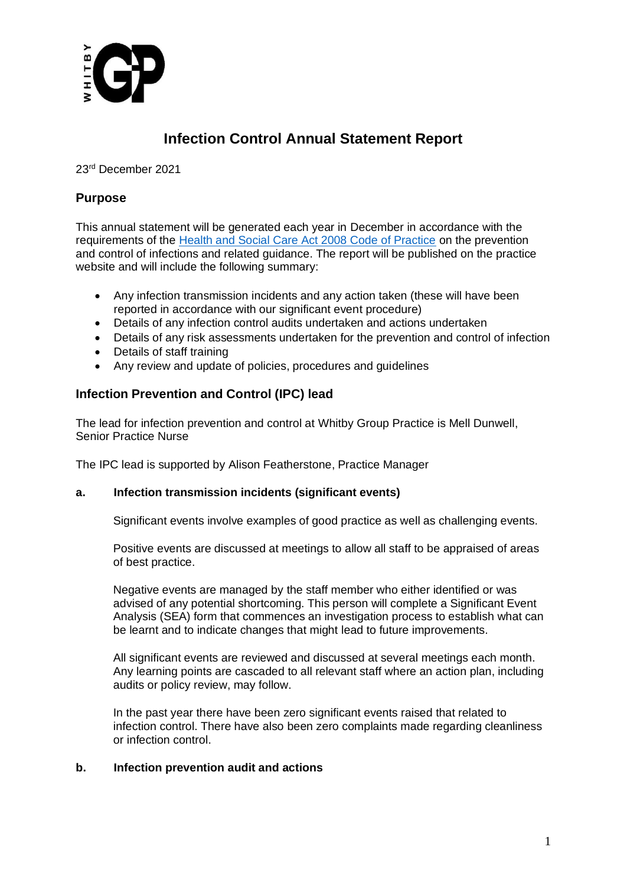# Infection Control Annual Statement Report

23rd December 2021

## Purpose

This annual statement will be generated each year in December in accordance with the requirements of the Health and Social Care Act 2008 Code of Practice on the prevention and control of infections and related guidance. The report will be published on the practice website and will include the following summary:

- Any infection transmission incidents and any action taken (these will have been reported in accordance with our significant event procedure)
- Details of any infection control audits undertaken and actions undertaken
- Details of any risk assessments undertaken for the prevention and control of infection
- Details of staff training
- Any review and update of policies, procedures and guidelines

## Infection Prevention and Control (IPC) lead

The lead for infection prevention and control at Whitby Group Practice is Mell Dunwell, Senior Practice Nurse

The IPC lead is supported by Alison Featherstone, Practice Manager

### a. Infection transmission incidents (significant events)

Significant events involve examples of good practice as well as challenging events.

Positive events are discussed at meetings to allow all staff to be appraised of areas of best practice.

Negative events are managed by the staff member who either identified or was advised of any potential shortcoming. This person will complete a Significant Event Analysis (SEA) form that commences an investigation process to establish what can be learnt and to indicate changes that might lead to future improvements.

All significant events are reviewed and discussed at several meetings each month. Any learning points are cascaded to all relevant staff where an action plan, including audits or policy review, may follow.

In the past year there have been zero significant events raised that related to infection control. There have also been zero complaints made regarding cleanliness or infection control.

### b. Infection prevention audit and actions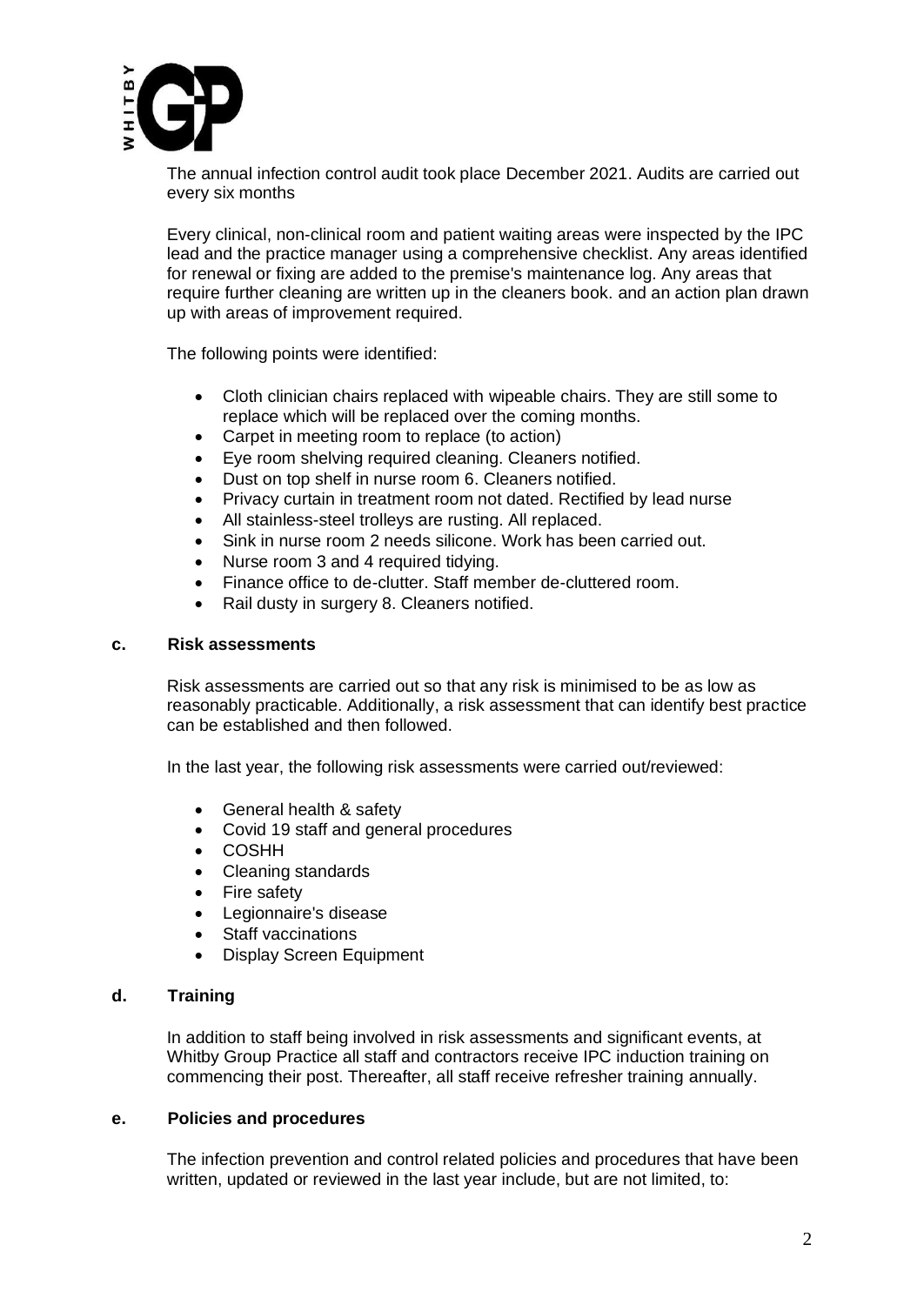The annual infection control audit took place December 2021. Audits are carried out every six months

Every clinical, non-clinical room and patient waiting areas were inspected by the IPC lead and the practice manager using a comprehensive checklist. Any areas identified for renewal or fixing are added to the premise's maintenance log. Any areas that require further cleaning are written up in the cleaners book. and an action plan drawn up with areas of improvement required.

The following points were identified:

- Cloth clinician chairs replaced with wipeable chairs. They are still some to replace which will be replaced over the coming months.
- Carpet in meeting room to replace (to action)
- Eye room shelving required cleaning. Cleaners notified.
- Dust on top shelf in nurse room 6. Cleaners notified.
- Privacy curtain in treatment room not dated. Rectified by lead nurse
- All stainless-steel trolleys are rusting. All replaced.
- Sink in nurse room 2 needs silicone. Work has been carried out.
- Nurse room 3 and 4 required tidying.
- Finance office to de-clutter. Staff member de-cluttered room.
- Rail dusty in surgery 8. Cleaners notified.

### c. Risk assessments

Risk assessments are carried out so that any risk is minimised to be as low as reasonably practicable. Additionally, a risk assessment that can identify best practice can be established and then followed.

In the last year, the following risk assessments were carried out/reviewed:

- General health & safety
- Covid 19 staff and general procedures
- COSHH
- Cleaning standards
- Fire safety
- Legionnaire's disease
- Staff vaccinations
- Display Screen Equipment

### d. Training

In addition to staff being involved in risk assessments and significant events, at Whitby Group Practice all staff and contractors receive IPC induction training on commencing their post. Thereafter, all staff receive refresher training annually.

### e. Policies and procedures

The infection prevention and control related policies and procedures that have been written, updated or reviewed in the last year include, but are not limited, to: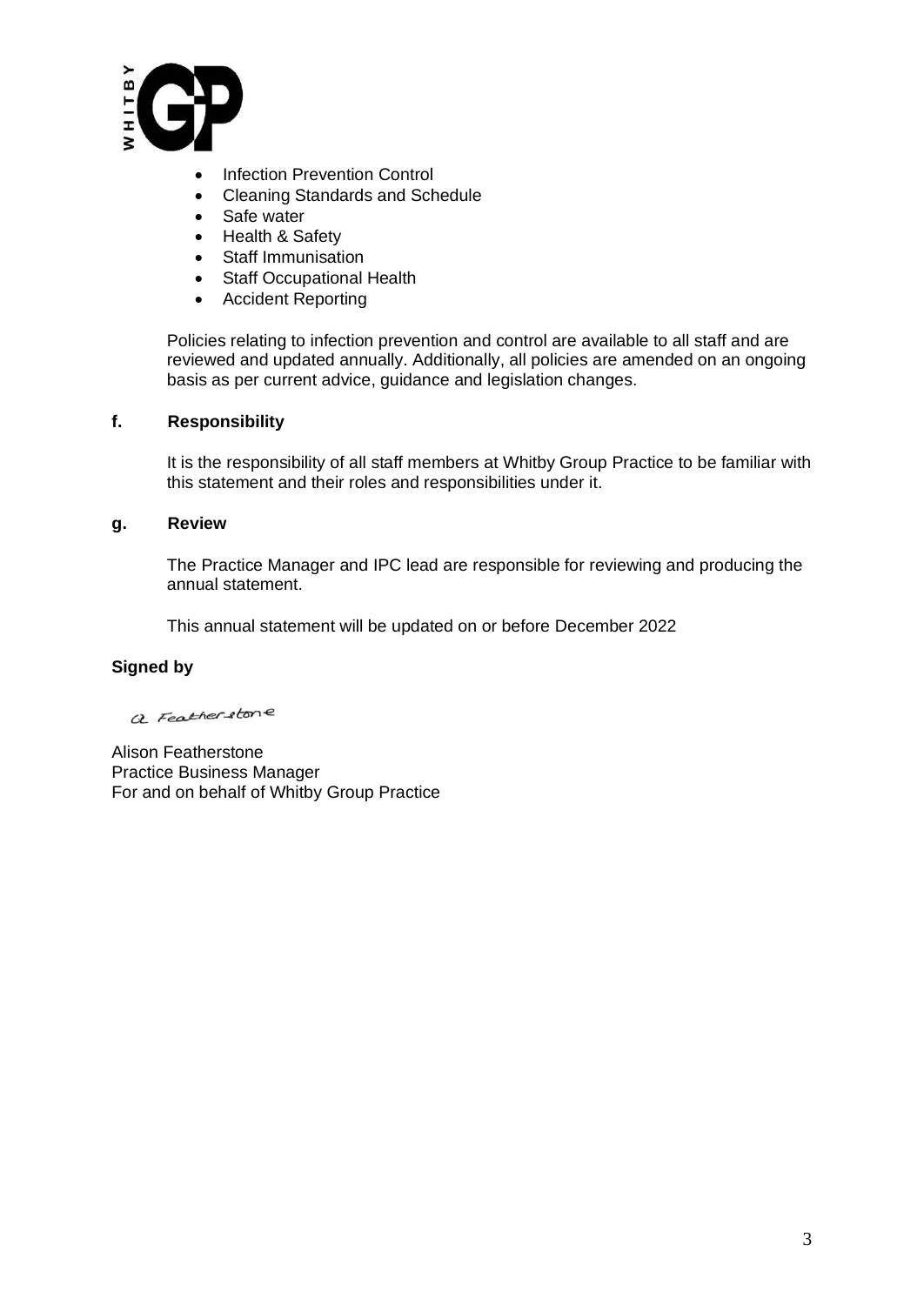- Infection Prevention Control
- Cleaning Standards and Schedule
- Safe water
- Health & Safety
- Staff Immunisation
- Staff Occupational Health
- Accident Reporting

Policies relating to infection prevention and control are available to all staff and are reviewed and updated annually. Additionally, all policies are amended on an ongoing basis as per current advice, guidance and legislation changes.

**f. Responsibility**

It is the responsibility of all staff members at Whitby Group Practice to be familiar with this statement and their roles and responsibilities under it.

**g. Review**

The Practice Manager and IPC lead are responsible for reviewing and producing the annual statement.

This annual statement will be updated on or before December 2022

**Signed by**

*a Featherstone*

Alison Featherstone
Practice Business Manager
For and on behalf of Whitby Group Practice